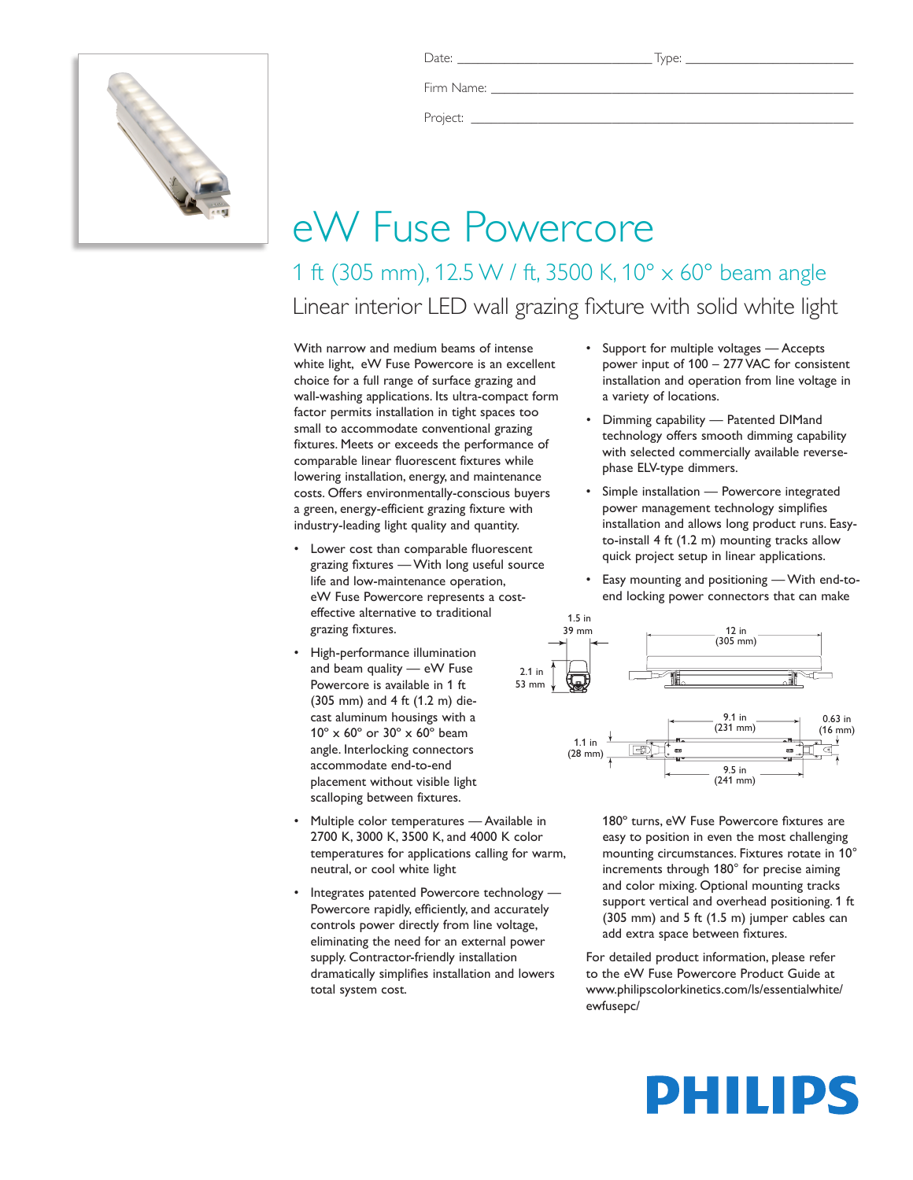Date: ____________________ Type: ____________________

Firm Name: ____________________

Project: ____________________

# eW Fuse Powercore

## 1 ft (305 mm), 12.5 W / ft, 3500 K, 10° x 60° beam angle

### Linear interior LED wall grazing fixture with solid white light

With narrow and medium beams of intense white light, eW Fuse Powercore is an excellent choice for a full range of surface grazing and wall-washing applications. Its ultra-compact form factor permits installation in tight spaces too small to accommodate conventional grazing fixtures. Meets or exceeds the performance of comparable linear fluorescent fixtures while lowering installation, energy, and maintenance costs. Offers environmentally-conscious buyers a green, energy-efficient grazing fixture with industry-leading light quality and quantity.

- Lower cost than comparable fluorescent grazing fixtures — With long useful source life and low-maintenance operation, eW Fuse Powercore represents a cost-effective alternative to traditional grazing fixtures.
- High-performance illumination and beam quality — eW Fuse Powercore is available in 1 ft (305 mm) and 4 ft (1.2 m) die-cast aluminum housings with a 10° x 60° or 30° x 60° beam angle. Interlocking connectors accommodate end-to-end placement without visible light scalloping between fixtures.
- Multiple color temperatures — Available in 2700 K, 3000 K, 3500 K, and 4000 K color temperatures for applications calling for warm, neutral, or cool white light
- Integrates patented Powercore technology — Powercore rapidly, efficiently, and accurately controls power directly from line voltage, eliminating the need for an external power supply. Contractor-friendly installation dramatically simplifies installation and lowers total system cost.
- Support for multiple voltages — Accepts power input of 100 – 277 VAC for consistent installation and operation from line voltage in a variety of locations.
- Dimming capability — Patented DIMand technology offers smooth dimming capability with selected commercially available reverse-phase ELV-type dimmers.
- Simple installation — Powercore integrated power management technology simplifies installation and allows long product runs. Easy-to-install 4 ft (1.2 m) mounting tracks allow quick project setup in linear applications.
- Easy mounting and positioning — With end-to-end locking power connectors that can make 180° turns, eW Fuse Powercore fixtures are easy to position in even the most challenging mounting circumstances. Fixtures rotate in 10° increments through 180° for precise aiming and color mixing. Optional mounting tracks support vertical and overhead positioning. 1 ft (305 mm) and 5 ft (1.5 m) jumper cables can add extra space between fixtures.

1.5 in (39 mm)
2.1 in (53 mm)
12 in (305 mm)
9.1 in (231 mm)
0.63 in (16 mm)
1.1 in (28 mm)
9.5 in (241 mm)

For detailed product information, please refer to the eW Fuse Powercore Product Guide at www.philipscolorkinetics.com/ls/essentialwhite/ewfusepc/

PHILIPS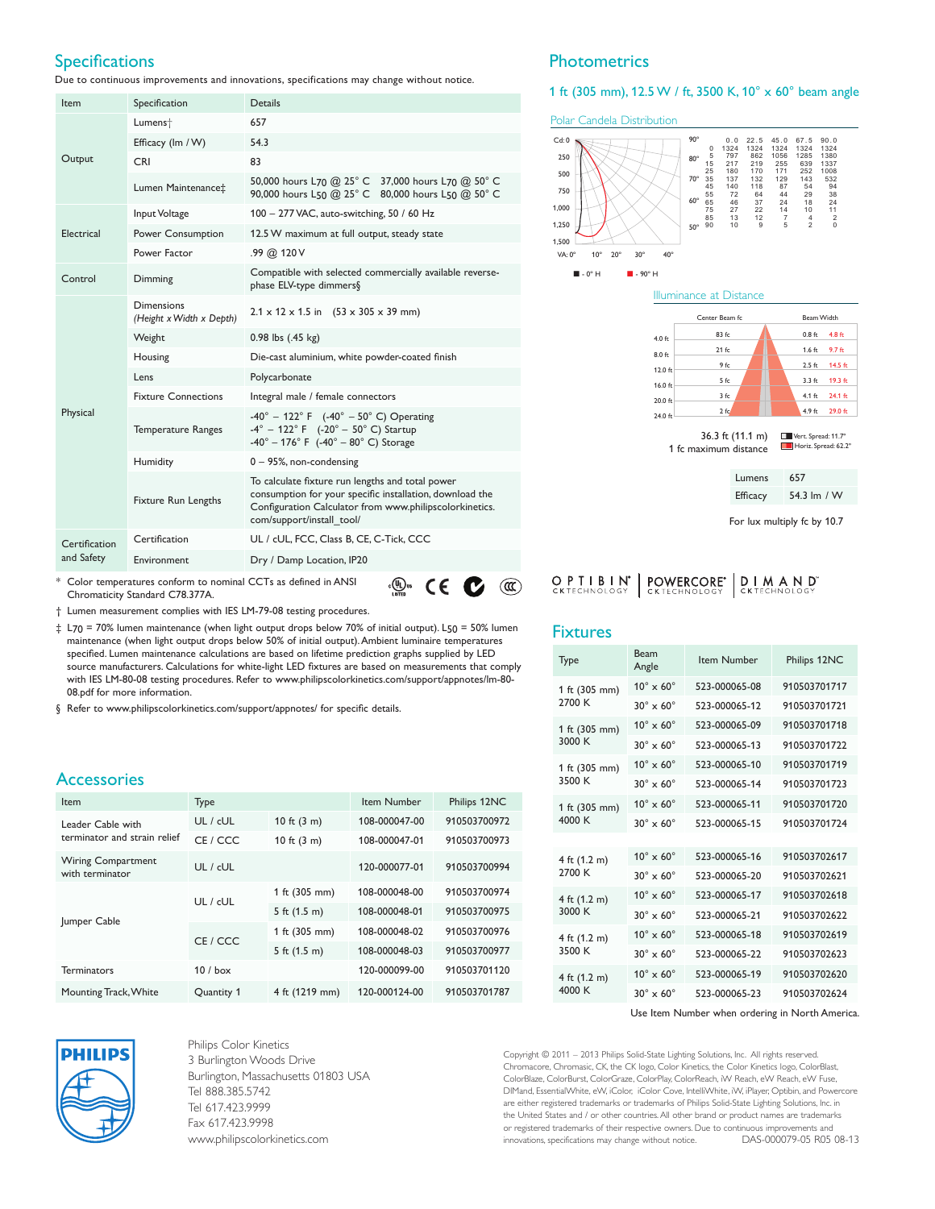## Specifications

Due to continuous improvements and innovations, specifications may change without notice.

| Item | Specification | Details |
|---|---|---|
| Output | Lumens† | 657 |
| | Efficacy (lm / W) | 54.3 |
| | CRI | 83 |
| | Lumen Maintenance‡ | 50,000 hours $L_{70}$ @ 25° C 37,000 hours $L_{70}$ @ 50° C<br>90,000 hours $L_{50}$ @ 25° C 80,000 hours $L_{50}$ @ 50° C |
| Electrical | Input Voltage | 100 – 277 VAC, auto-switching, 50 / 60 Hz |
| | Power Consumption | 12.5 W maximum at full output, steady state |
| | Power Factor | .99 @ 120 V |
| Control | Dimming | Compatible with selected commercially available reverse-phase ELV-type dimmers§ |
| Physical | Dimensions<br>*(Height x Width x Depth)* | 2.1 x 12 x 1.5 in (53 x 305 x 39 mm) |
| | Weight | 0.98 lbs (.45 kg) |
| | Housing | Die-cast aluminium, white powder-coated finish |
| | Lens | Polycarbonate |
| | Fixture Connections | Integral male / female connectors |
| | Temperature Ranges | -40° – 122° F (-40° – 50° C) Operating<br>-4° – 122° F (-20° – 50° C) Startup<br>-40° – 176° F (-40° – 80° C) Storage |
| | Humidity | 0 – 95%, non-condensing |
| | Fixture Run Lengths | To calculate fixture run lengths and total power consumption for your specific installation, download the Configuration Calculator from www.philipscolorkinetics.com/support/install_tool/ |
| Certification and Safety | Certification | UL / cUL, FCC, Class B, CE, C-Tick, CCC |
| | Environment | Dry / Damp Location, IP20 |

\* Color temperatures conform to nominal CCTs as defined in ANSI Chromaticity Standard C78.377A.

† Lumen measurement complies with IES LM-79-08 testing procedures.

‡ $L_{70}$ = 70% lumen maintenance (when light output drops below 70% of initial output). $L_{50}$ = 50% lumen maintenance (when light output drops below 50% of initial output). Ambient luminaire temperatures specified. Lumen maintenance calculations are based on lifetime prediction graphs supplied by LED source manufacturers. Calculations for white-light LED fixtures are based on measurements that comply with IES LM-80-08 testing procedures. Refer to www.philipscolorkinetics.com/support/appnotes/lm-80-08.pdf for more information.

§ Refer to www.philipscolorkinetics.com/support/appnotes/ for specific details.

## Accessories

| Item | Type | | Item Number | Philips 12NC |
|---|---|---|---|---|
| Leader Cable with terminator and strain relief | UL / cUL | 10 ft (3 m) | 108-000047-00 | 910503700972 |
| | CE / CCC | 10 ft (3 m) | 108-000047-01 | 910503700973 |
| Wiring Compartment with terminator | UL / cUL | | 120-000077-01 | 910503700994 |
| Jumper Cable | UL / cUL | 1 ft (305 mm) | 108-000048-00 | 910503700974 |
| | | 5 ft (1.5 m) | 108-000048-01 | 910503700975 |
| | CE / CCC | 1 ft (305 mm) | 108-000048-02 | 910503700976 |
| | | 5 ft (1.5 m) | 108-000048-03 | 910503700977 |
| Terminators | 10 / box | | 120-000099-00 | 910503701120 |
| Mounting Track, White | Quantity 1 | 4 ft (1219 mm) | 120-000124-00 | 910503701787 |

## Photometrics

### 1 ft (305 mm), 12.5 W / ft, 3500 K, 10° x 60° beam angle

Polar Candela Distribution

Cd: 0 250 500 750 1,000 1,250 1,500
VA: 0° 10° 20° 30° 40°
90° 80° 70° 60° 50°

| | 0.0 | 22.5 | 45.0 | 67.5 | 90.0 |
|---|---|---|---|---|---|
| 0 | 1324 | 1324 | 1324 | 1324 | 1324 |
| 5 | 797 | 862 | 1056 | 1285 | 1380 |
| 15 | 217 | 219 | 255 | 639 | 1337 |
| 25 | 180 | 170 | 171 | 252 | 1008 |
| 35 | 137 | 132 | 129 | 143 | 532 |
| 45 | 140 | 118 | 87 | 54 | 94 |
| 55 | 72 | 64 | 44 | 29 | 38 |
| 65 | 46 | 37 | 24 | 18 | 24 |
| 75 | 27 | 22 | 14 | 10 | 11 |
| 85 | 13 | 12 | 7 | 4 | 2 |
| 90 | 10 | 9 | 5 | 2 | 0 |

■ - 0° H ■ - 90° H

Illuminance at Distance

Center Beam fc — Beam Width

4.0 ft — 83 fc — 0.8 ft — 4.8 ft
8.0 ft — 21 fc — 1.6 ft — 9.7 ft
12.0 ft — 9 fc — 2.5 ft — 14.5 ft
16.0 ft — 5 fc — 3.3 ft — 19.3 ft
20.0 ft — 3 fc — 4.1 ft — 24.1 ft
24.0 ft — 2 fc — 4.9 ft — 29.0 ft

36.3 ft (11.1 m)
1 fc maximum distance

Vert. Spread: 11.7°
Horiz. Spread: 62.2°

| | |
|---|---|
| Lumens | 657 |
| Efficacy | 54.3 lm / W |

For lux multiply fc by 10.7

OPTIBIN CK TECHNOLOGY | POWERCORE CK TECHNOLOGY | DIMAND CK TECHNOLOGY

## Fixtures

| Type | Beam Angle | Item Number | Philips 12NC |
|---|---|---|---|
| 1 ft (305 mm) 2700 K | 10° x 60° | 523-000065-08 | 910503701717 |
| | 30° x 60° | 523-000065-12 | 910503701721 |
| 1 ft (305 mm) 3000 K | 10° x 60° | 523-000065-09 | 910503701718 |
| | 30° x 60° | 523-000065-13 | 910503701722 |
| 1 ft (305 mm) 3500 K | 10° x 60° | 523-000065-10 | 910503701719 |
| | 30° x 60° | 523-000065-14 | 910503701723 |
| 1 ft (305 mm) 4000 K | 10° x 60° | 523-000065-11 | 910503701720 |
| | 30° x 60° | 523-000065-15 | 910503701724 |
| 4 ft (1.2 m) 2700 K | 10° x 60° | 523-000065-16 | 910503702617 |
| | 30° x 60° | 523-000065-20 | 910503702621 |
| 4 ft (1.2 m) 3000 K | 10° x 60° | 523-000065-17 | 910503702618 |
| | 30° x 60° | 523-000065-21 | 910503702622 |
| 4 ft (1.2 m) 3500 K | 10° x 60° | 523-000065-18 | 910503702619 |
| | 30° x 60° | 523-000065-22 | 910503702623 |
| 4 ft (1.2 m) 4000 K | 10° x 60° | 523-000065-19 | 910503702620 |
| | 30° x 60° | 523-000065-23 | 910503702624 |

Use Item Number when ordering in North America.

Philips Color Kinetics
3 Burlington Woods Drive
Burlington, Massachusetts 01803 USA
Tel 888.385.5742
Tel 617.423.9999
Fax 617.423.9998
www.philipscolorkinetics.com

Copyright © 2011 – 2013 Philips Solid-State Lighting Solutions, Inc. All rights reserved. Chromacore, Chromasic, CK, the CK logo, Color Kinetics, the Color Kinetics logo, ColorBlast, ColorBlaze, ColorBurst, ColorGraze, ColorPlay, ColorReach, iW Reach, eW Reach, eW Fuse, DIMand, EssentialWhite, eW, iColor, iColor Cove, IntelliWhite, iW, iPlayer, Optibin, and Powercore are either registered trademarks or trademarks of Philips Solid-State Lighting Solutions, Inc. in the United States and / or other countries. All other brand or product names are trademarks or registered trademarks of their respective owners. Due to continuous improvements and innovations, specifications may change without notice. DAS-000079-05 R05 08-13